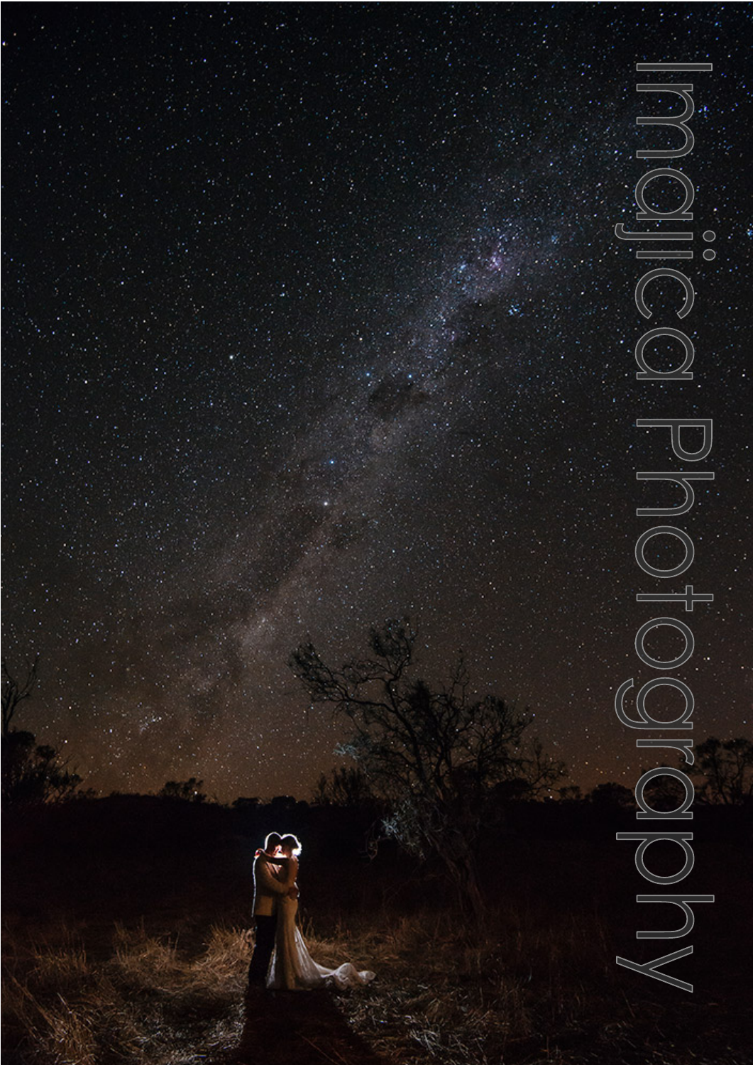Imagica Photography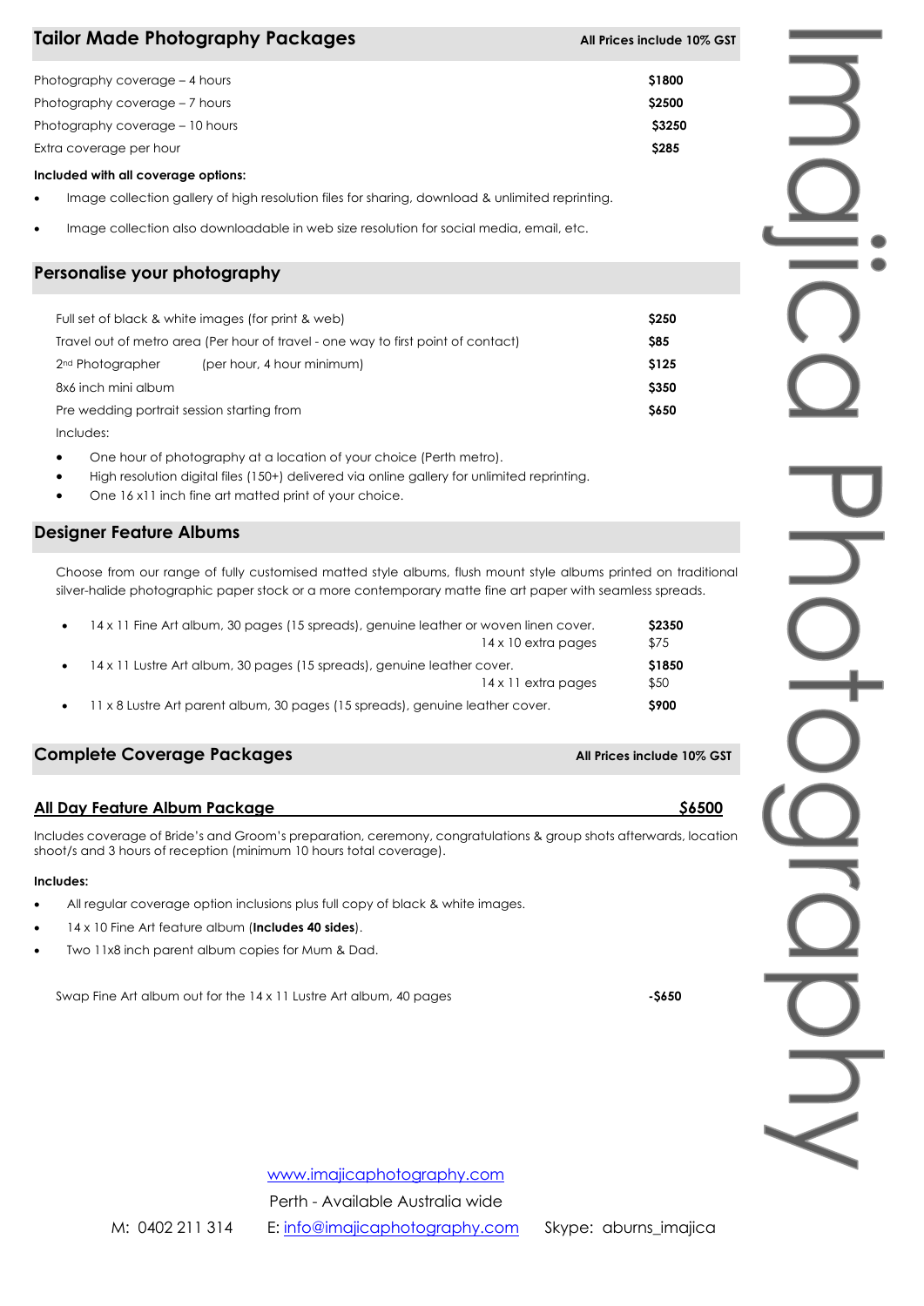## Tailor Made Photography Packages

**All Prices include 10% GST**

| | |
|---|---|
| Photography coverage – 4 hours | **$1800** |
| Photography coverage – 7 hours | **$2500** |
| Photography coverage – 10 hours | **$3250** |
| Extra coverage per hour | **$285** |

**Included with all coverage options:**

- Image collection gallery of high resolution files for sharing, download & unlimited reprinting.
- Image collection also downloadable in web size resolution for social media, email, etc.

## Personalise your photography

| | |
|---|---|
| Full set of black & white images (for print & web) | **$250** |
| Travel out of metro area (Per hour of travel - one way to first point of contact) | **$85** |
| 2nd Photographer (per hour, 4 hour minimum) | **$125** |
| 8x6 inch mini album | **$350** |
| Pre wedding portrait session starting from | **$650** |

Includes:

- One hour of photography at a location of your choice (Perth metro).
- High resolution digital files (150+) delivered via online gallery for unlimited reprinting.
- One 16 x11 inch fine art matted print of your choice.

## Designer Feature Albums

Choose from our range of fully customised matted style albums, flush mount style albums printed on traditional silver-halide photographic paper stock or a more contemporary matte fine art paper with seamless spreads.

- 14 x 11 Fine Art album, 30 pages (15 spreads), genuine leather or woven linen cover. **$2350**
  14 x 10 extra pages $75
- 14 x 11 Lustre Art album, 30 pages (15 spreads), genuine leather cover. **$1850**
  14 x 11 extra pages $50
- 11 x 8 Lustre Art parent album, 30 pages (15 spreads), genuine leather cover. **$900**

## Complete Coverage Packages

**All Prices include 10% GST**

### All Day Feature Album Package — $6500

Includes coverage of Bride's and Groom's preparation, ceremony, congratulations & group shots afterwards, location shoot/s and 3 hours of reception (minimum 10 hours total coverage).

**Includes:**

- All regular coverage option inclusions plus full copy of black & white images.
- 14 x 10 Fine Art feature album (**Includes 40 sides**).
- Two 11x8 inch parent album copies for Mum & Dad.

Swap Fine Art album out for the 14 x 11 Lustre Art album, 40 pages **-$650**

www.imajicaphotography.com

Perth - Available Australia wide

M: 0402 211 314 E: info@imajicaphotography.com Skype: aburns_imajica

Imajica Photography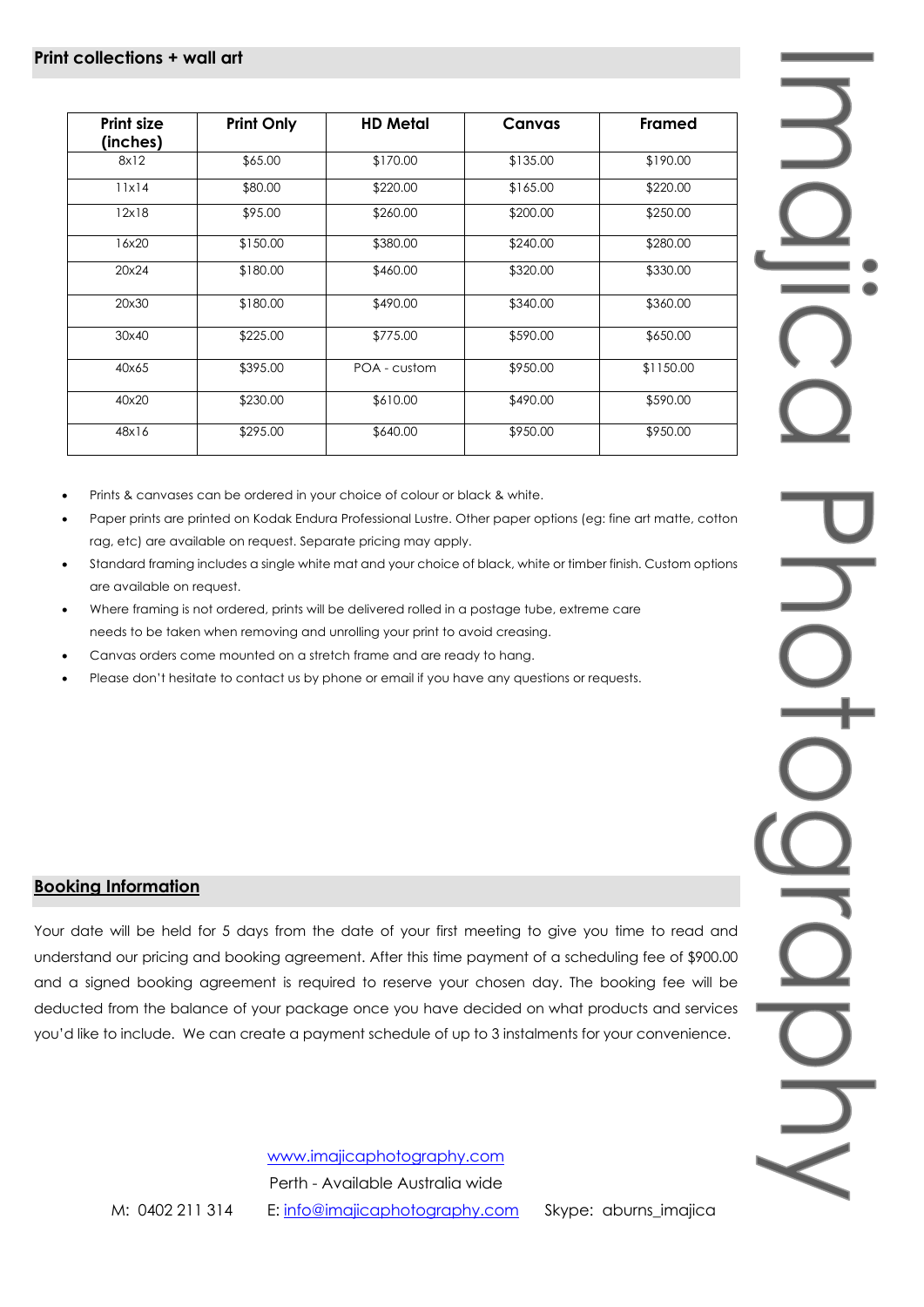## Print collections + wall art

| Print size (inches) | Print Only | HD Metal | Canvas | Framed |
|---|---|---|---|---|
| 8x12 | $65.00 | $170.00 | $135.00 | $190.00 |
| 11x14 | $80.00 | $220.00 | $165.00 | $220.00 |
| 12x18 | $95.00 | $260.00 | $200.00 | $250.00 |
| 16x20 | $150.00 | $380.00 | $240.00 | $280.00 |
| 20x24 | $180.00 | $460.00 | $320.00 | $330.00 |
| 20x30 | $180.00 | $490.00 | $340.00 | $360.00 |
| 30x40 | $225.00 | $775.00 | $590.00 | $650.00 |
| 40x65 | $395.00 | POA - custom | $950.00 | $1150.00 |
| 40x20 | $230.00 | $610.00 | $490.00 | $590.00 |
| 48x16 | $295.00 | $640.00 | $950.00 | $950.00 |

- Prints & canvases can be ordered in your choice of colour or black & white.
- Paper prints are printed on Kodak Endura Professional Lustre. Other paper options (eg: fine art matte, cotton rag, etc) are available on request. Separate pricing may apply.
- Standard framing includes a single white mat and your choice of black, white or timber finish. Custom options are available on request.
- Where framing is not ordered, prints will be delivered rolled in a postage tube, extreme care needs to be taken when removing and unrolling your print to avoid creasing.
- Canvas orders come mounted on a stretch frame and are ready to hang.
- Please don't hesitate to contact us by phone or email if you have any questions or requests.

## Booking Information

Your date will be held for 5 days from the date of your first meeting to give you time to read and understand our pricing and booking agreement. After this time payment of a scheduling fee of $900.00 and a signed booking agreement is required to reserve your chosen day. The booking fee will be deducted from the balance of your package once you have decided on what products and services you'd like to include. We can create a payment schedule of up to 3 instalments for your convenience.

www.imajicaphotography.com

Perth - Available Australia wide

M: 0402 211 314 E: info@imajicaphotography.com Skype: aburns_imajica

Imajica Photography